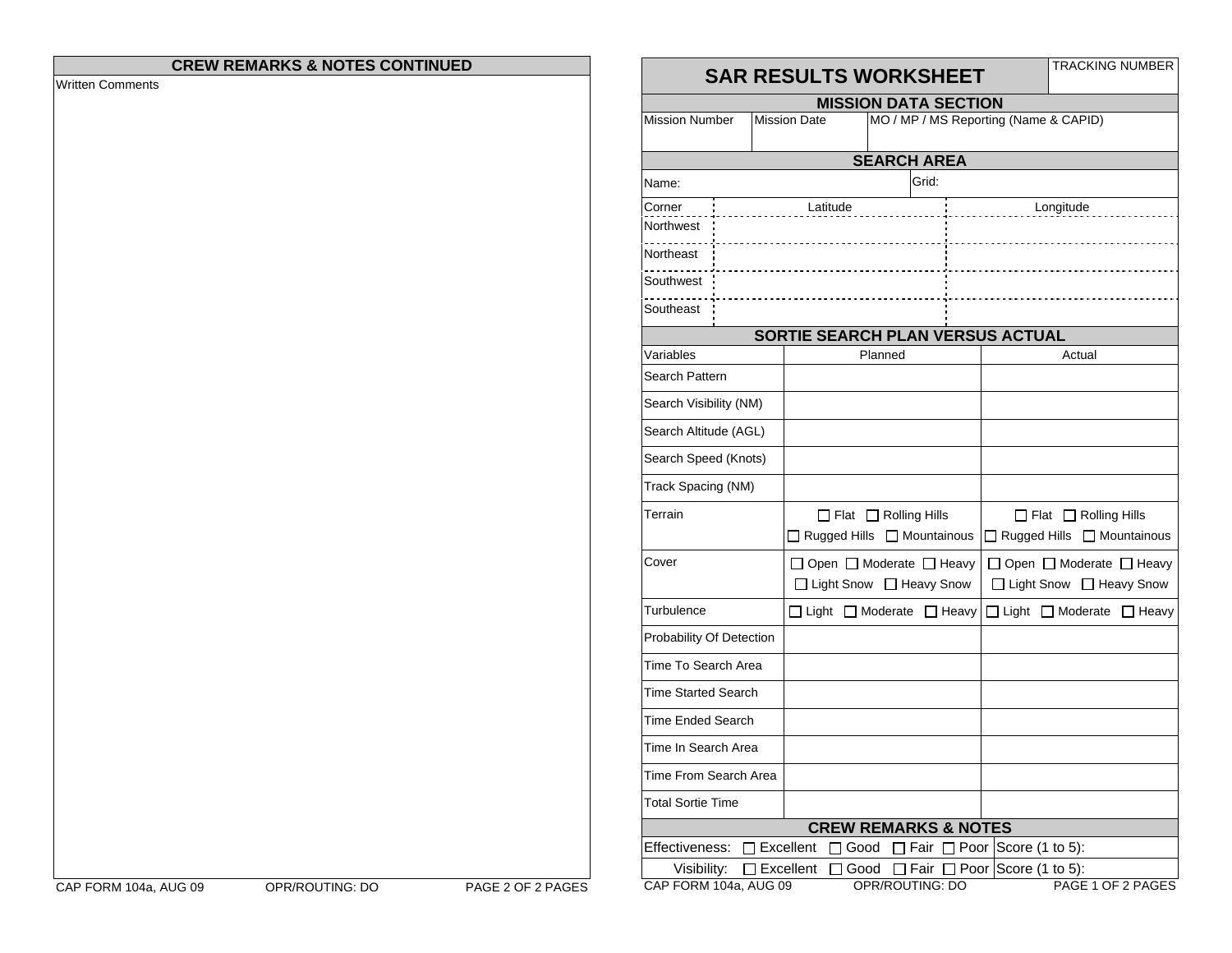## CREW REMARKS & NOTES CONTINUED

Written Comments

# SAR RESULTS WORKSHEET

TRACKING NUMBER

## MISSION DATA SECTION

| Mission Number | Mission Date | MO / MP / MS Reporting (Name & CAPID) |
|---|---|---|
| | | |

## SEARCH AREA

| Name: | Grid: |
|---|---|

| Corner | Latitude | Longitude |
|---|---|---|
| Northwest | | |
| Northeast | | |
| Southwest | | |
| Southeast | | |

## SORTIE SEARCH PLAN VERSUS ACTUAL

| Variables | Planned | Actual |
|---|---|---|
| Search Pattern | | |
| Search Visibility (NM) | | |
| Search Altitude (AGL) | | |
| Search Speed (Knots) | | |
| Track Spacing (NM) | | |
| Terrain | ☐ Flat ☐ Rolling Hills ☐ Rugged Hills ☐ Mountainous | ☐ Flat ☐ Rolling Hills ☐ Rugged Hills ☐ Mountainous |
| Cover | ☐ Open ☐ Moderate ☐ Heavy ☐ Light Snow ☐ Heavy Snow | ☐ Open ☐ Moderate ☐ Heavy ☐ Light Snow ☐ Heavy Snow |
| Turbulence | ☐ Light ☐ Moderate ☐ Heavy | ☐ Light ☐ Moderate ☐ Heavy |
| Probability Of Detection | | |
| Time To Search Area | | |
| Time Started Search | | |
| Time Ended Search | | |
| Time In Search Area | | |
| Time From Search Area | | |
| Total Sortie Time | | |

## CREW REMARKS & NOTES

| | | |
|---|---|---|
| Effectiveness: | ☐ Excellent ☐ Good ☐ Fair ☐ Poor | Score (1 to 5): |
| Visibility: | ☐ Excellent ☐ Good ☐ Fair ☐ Poor | Score (1 to 5): |

CAP FORM 104a, AUG 09 OPR/ROUTING: DO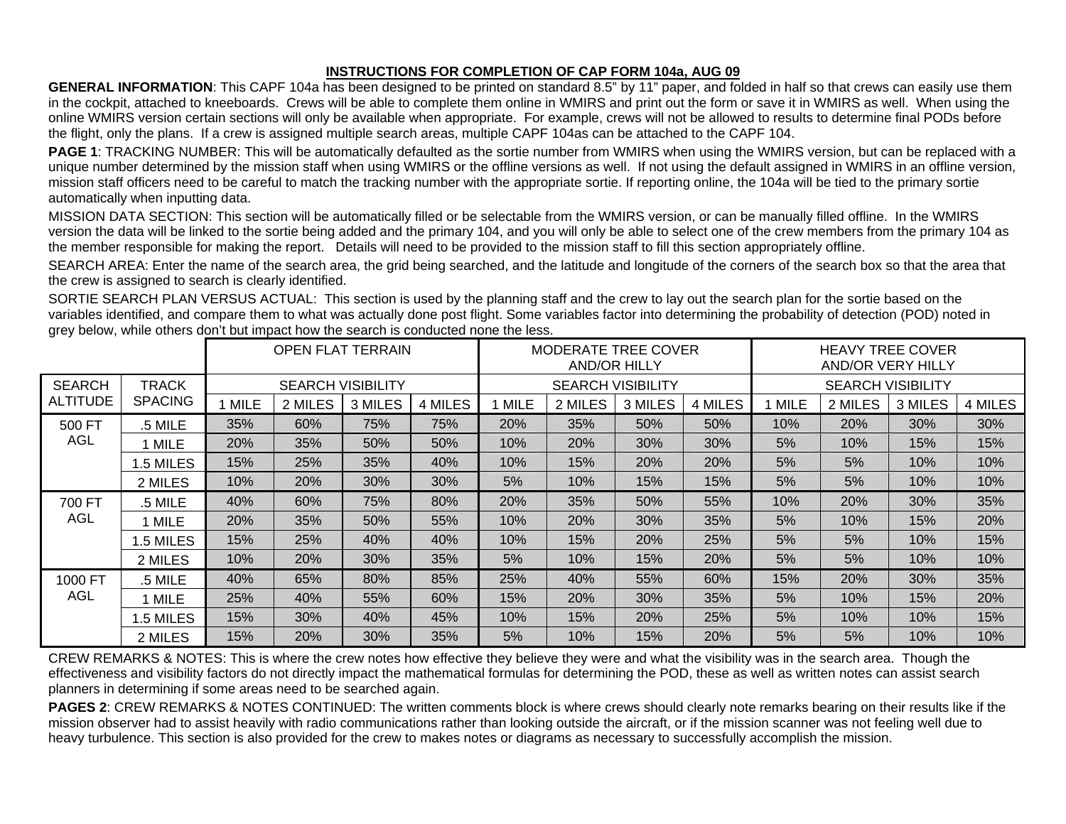## INSTRUCTIONS FOR COMPLETION OF CAP FORM 104a, AUG 09

**GENERAL INFORMATION**: This CAPF 104a has been designed to be printed on standard 8.5" by 11" paper, and folded in half so that crews can easily use them in the cockpit, attached to kneeboards. Crews will be able to complete them online in WMIRS and print out the form or save it in WMIRS as well. When using the online WMIRS version certain sections will only be available when appropriate. For example, crews will not be allowed to results to determine final PODs before the flight, only the plans. If a crew is assigned multiple search areas, multiple CAPF 104as can be attached to the CAPF 104.

**PAGE 1**: TRACKING NUMBER: This will be automatically defaulted as the sortie number from WMIRS when using the WMIRS version, but can be replaced with a unique number determined by the mission staff when using WMIRS or the offline versions as well. If not using the default assigned in WMIRS in an offline version, mission staff officers need to be careful to match the tracking number with the appropriate sortie. If reporting online, the 104a will be tied to the primary sortie automatically when inputting data.

MISSION DATA SECTION: This section will be automatically filled or be selectable from the WMIRS version, or can be manually filled offline. In the WMIRS version the data will be linked to the sortie being added and the primary 104, and you will only be able to select one of the crew members from the primary 104 as the member responsible for making the report. Details will need to be provided to the mission staff to fill this section appropriately offline.

SEARCH AREA: Enter the name of the search area, the grid being searched, and the latitude and longitude of the corners of the search box so that the area that the crew is assigned to search is clearly identified.

SORTIE SEARCH PLAN VERSUS ACTUAL: This section is used by the planning staff and the crew to lay out the search plan for the sortie based on the variables identified, and compare them to what was actually done post flight. Some variables factor into determining the probability of detection (POD) noted in grey below, while others don't but impact how the search is conducted none the less.

| | | OPEN FLAT TERRAIN | | | | MODERATE TREE COVER AND/OR HILLY | | | | HEAVY TREE COVER AND/OR VERY HILLY | | | |
|---|---|---|---|---|---|---|---|---|---|---|---|---|---|
| SEARCH ALTITUDE | TRACK SPACING | SEARCH VISIBILITY | | | | SEARCH VISIBILITY | | | | SEARCH VISIBILITY | | | |
| | | 1 MILE | 2 MILES | 3 MILES | 4 MILES | 1 MILE | 2 MILES | 3 MILES | 4 MILES | 1 MILE | 2 MILES | 3 MILES | 4 MILES |
| 500 FT AGL | .5 MILE | 35% | 60% | 75% | 75% | 20% | 35% | 50% | 50% | 10% | 20% | 30% | 30% |
| | 1 MILE | 20% | 35% | 50% | 50% | 10% | 20% | 30% | 30% | 5% | 10% | 15% | 15% |
| | 1.5 MILES | 15% | 25% | 35% | 40% | 10% | 15% | 20% | 20% | 5% | 5% | 10% | 10% |
| | 2 MILES | 10% | 20% | 30% | 30% | 5% | 10% | 15% | 15% | 5% | 5% | 10% | 10% |
| 700 FT AGL | .5 MILE | 40% | 60% | 75% | 80% | 20% | 35% | 50% | 55% | 10% | 20% | 30% | 35% |
| | 1 MILE | 20% | 35% | 50% | 55% | 10% | 20% | 30% | 35% | 5% | 10% | 15% | 20% |
| | 1.5 MILES | 15% | 25% | 40% | 40% | 10% | 15% | 20% | 25% | 5% | 5% | 10% | 15% |
| | 2 MILES | 10% | 20% | 30% | 35% | 5% | 10% | 15% | 20% | 5% | 5% | 10% | 10% |
| 1000 FT AGL | .5 MILE | 40% | 65% | 80% | 85% | 25% | 40% | 55% | 60% | 15% | 20% | 30% | 35% |
| | 1 MILE | 25% | 40% | 55% | 60% | 15% | 20% | 30% | 35% | 5% | 10% | 15% | 20% |
| | 1.5 MILES | 15% | 30% | 40% | 45% | 10% | 15% | 20% | 25% | 5% | 10% | 10% | 15% |
| | 2 MILES | 15% | 20% | 30% | 35% | 5% | 10% | 15% | 20% | 5% | 5% | 10% | 10% |

CREW REMARKS & NOTES: This is where the crew notes how effective they believe they were and what the visibility was in the search area. Though the effectiveness and visibility factors do not directly impact the mathematical formulas for determining the POD, these as well as written notes can assist search planners in determining if some areas need to be searched again.

**PAGES 2**: CREW REMARKS & NOTES CONTINUED: The written comments block is where crews should clearly note remarks bearing on their results like if the mission observer had to assist heavily with radio communications rather than looking outside the aircraft, or if the mission scanner was not feeling well due to heavy turbulence. This section is also provided for the crew to makes notes or diagrams as necessary to successfully accomplish the mission.